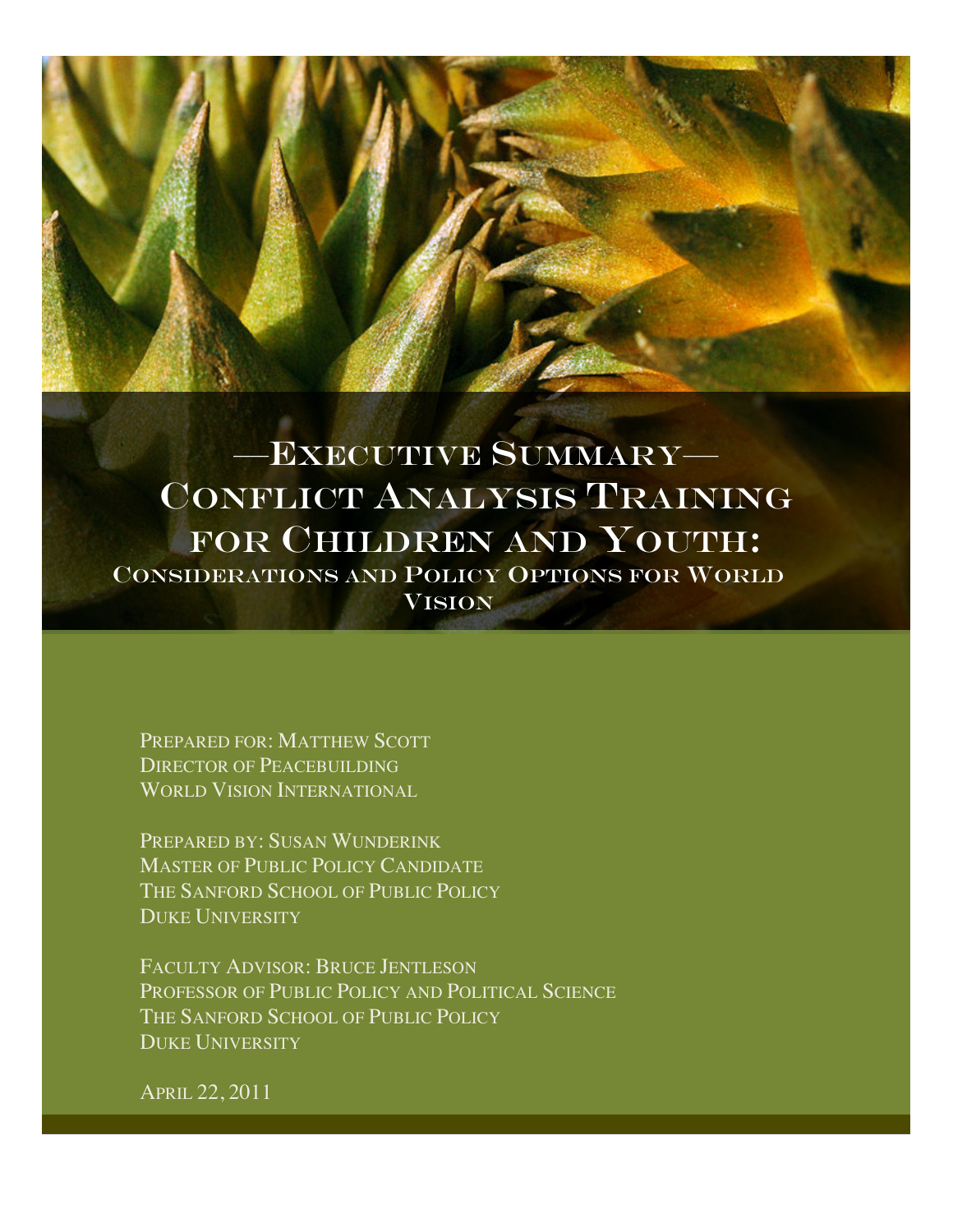# —Executive Summary—

# Conflict Analysis Training for Children and Youth:

## Considerations and Policy Options for World Vision

Prepared for: Matthew Scott
Director of Peacebuilding
World Vision International

Prepared by: Susan Wunderink
Master of Public Policy Candidate
The Sanford School of Public Policy
Duke University

Faculty Advisor: Bruce Jentleson
Professor of Public Policy and Political Science
The Sanford School of Public Policy
Duke University

April 22, 2011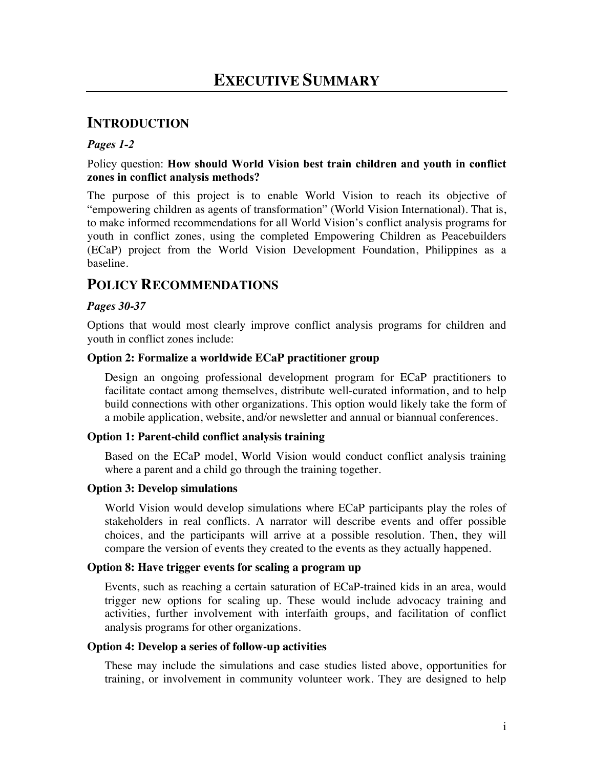# EXECUTIVE SUMMARY

## INTRODUCTION

***Pages 1-2***

Policy question: **How should World Vision best train children and youth in conflict zones in conflict analysis methods?**

The purpose of this project is to enable World Vision to reach its objective of "empowering children as agents of transformation" (World Vision International). That is, to make informed recommendations for all World Vision's conflict analysis programs for youth in conflict zones, using the completed Empowering Children as Peacebuilders (ECaP) project from the World Vision Development Foundation, Philippines as a baseline.

## POLICY RECOMMENDATIONS

***Pages 30-37***

Options that would most clearly improve conflict analysis programs for children and youth in conflict zones include:

**Option 2: Formalize a worldwide ECaP practitioner group**

Design an ongoing professional development program for ECaP practitioners to facilitate contact among themselves, distribute well-curated information, and to help build connections with other organizations. This option would likely take the form of a mobile application, website, and/or newsletter and annual or biannual conferences.

**Option 1: Parent-child conflict analysis training**

Based on the ECaP model, World Vision would conduct conflict analysis training where a parent and a child go through the training together.

**Option 3: Develop simulations**

World Vision would develop simulations where ECaP participants play the roles of stakeholders in real conflicts. A narrator will describe events and offer possible choices, and the participants will arrive at a possible resolution. Then, they will compare the version of events they created to the events as they actually happened.

**Option 8: Have trigger events for scaling a program up**

Events, such as reaching a certain saturation of ECaP-trained kids in an area, would trigger new options for scaling up. These would include advocacy training and activities, further involvement with interfaith groups, and facilitation of conflict analysis programs for other organizations.

**Option 4: Develop a series of follow-up activities**

These may include the simulations and case studies listed above, opportunities for training, or involvement in community volunteer work. They are designed to help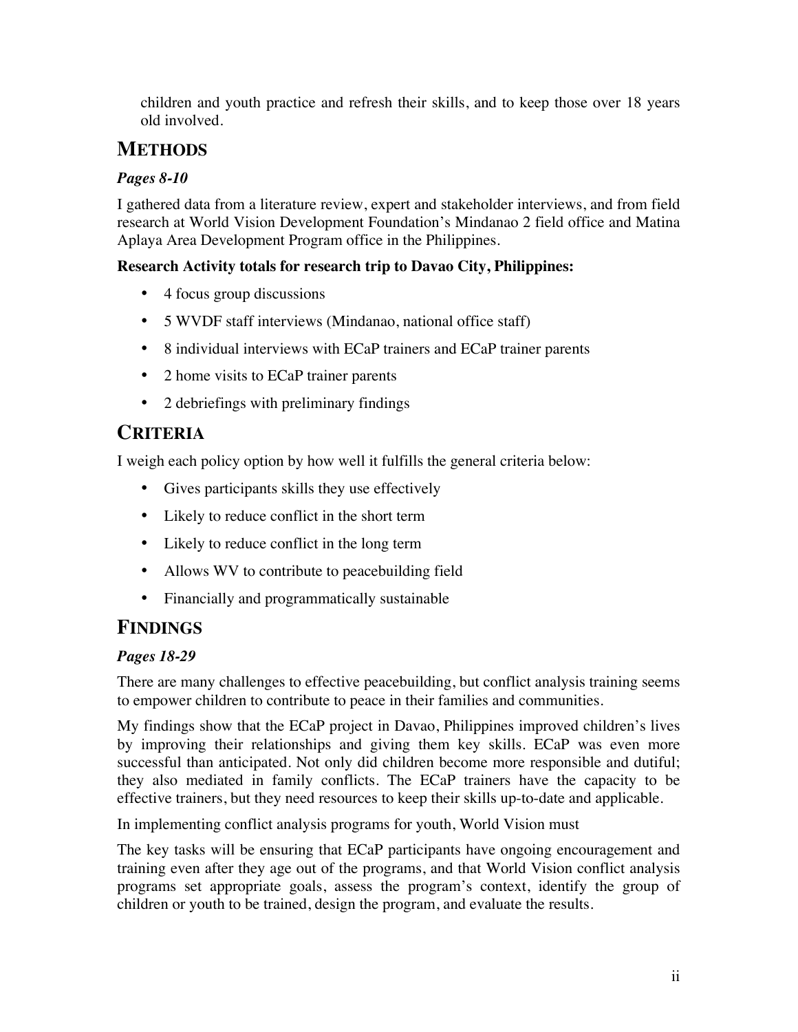children and youth practice and refresh their skills, and to keep those over 18 years old involved.

## METHODS

### *Pages 8-10*

I gathered data from a literature review, expert and stakeholder interviews, and from field research at World Vision Development Foundation's Mindanao 2 field office and Matina Aplaya Area Development Program office in the Philippines.

**Research Activity totals for research trip to Davao City, Philippines:**

- 4 focus group discussions
- 5 WVDF staff interviews (Mindanao, national office staff)
- 8 individual interviews with ECaP trainers and ECaP trainer parents
- 2 home visits to ECaP trainer parents
- 2 debriefings with preliminary findings

## CRITERIA

I weigh each policy option by how well it fulfills the general criteria below:

- Gives participants skills they use effectively
- Likely to reduce conflict in the short term
- Likely to reduce conflict in the long term
- Allows WV to contribute to peacebuilding field
- Financially and programmatically sustainable

## FINDINGS

### *Pages 18-29*

There are many challenges to effective peacebuilding, but conflict analysis training seems to empower children to contribute to peace in their families and communities.

My findings show that the ECaP project in Davao, Philippines improved children's lives by improving their relationships and giving them key skills. ECaP was even more successful than anticipated. Not only did children become more responsible and dutiful; they also mediated in family conflicts. The ECaP trainers have the capacity to be effective trainers, but they need resources to keep their skills up-to-date and applicable.

In implementing conflict analysis programs for youth, World Vision must

The key tasks will be ensuring that ECaP participants have ongoing encouragement and training even after they age out of the programs, and that World Vision conflict analysis programs set appropriate goals, assess the program's context, identify the group of children or youth to be trained, design the program, and evaluate the results.